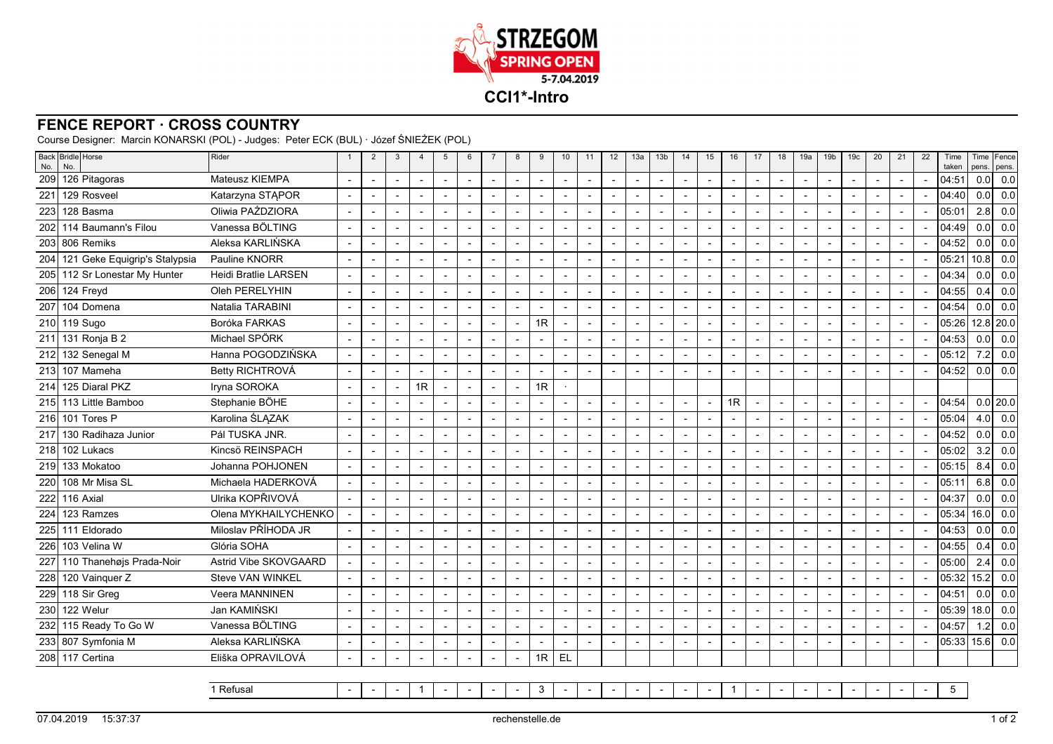**STRZEGOM SPRING OPEN**
**5-7.04.2019**

# CCI1*-Intro

## FENCE REPORT · CROSS COUNTRY

Course Designer: Marcin KONARSKI (POL) - Judges: Peter ECK (BUL) · Józef ŚNIEŻEK (POL)

| Back No. | Bridle No. | Horse | Rider | 1 | 2 | 3 | 4 | 5 | 6 | 7 | 8 | 9 | 10 | 11 | 12 | 13a | 13b | 14 | 15 | 16 | 17 | 18 | 19a | 19b | 19c | 20 | 21 | 22 | Time taken | Time pens. | Fence pens. |
|---|---|---|---|---|---|---|---|---|---|---|---|---|---|---|---|---|---|---|---|---|---|---|---|---|---|---|---|---|---|---|---|
| 209 | 126 | Pitagoras | Mateusz KIEMPA | - | - | - | - | - | - | - | - | - | - | - | - | - | - | - | - | - | - | - | - | - | - | - | - | - | 04:51 | 0.0 | 0.0 |
| 221 | 129 | Rosveel | Katarzyna STĄPOR | - | - | - | - | - | - | - | - | - | - | - | - | - | - | - | - | - | - | - | - | - | - | - | - | - | 04:40 | 0.0 | 0.0 |
| 223 | 128 | Basma | Oliwia PAŹDZIORA | - | - | - | - | - | - | - | - | - | - | - | - | - | - | - | - | - | - | - | - | - | - | - | - | - | 05:01 | 2.8 | 0.0 |
| 202 | 114 | Baumann's Filou | Vanessa BÖLTING | - | - | - | - | - | - | - | - | - | - | - | - | - | - | - | - | - | - | - | - | - | - | - | - | - | 04:49 | 0.0 | 0.0 |
| 203 | 806 | Remiks | Aleksa KARLIŃSKA | - | - | - | - | - | - | - | - | - | - | - | - | - | - | - | - | - | - | - | - | - | - | - | - | - | 04:52 | 0.0 | 0.0 |
| 204 | 121 | Geke Equigrip's Stalypsia | Pauline KNORR | - | - | - | - | - | - | - | - | - | - | - | - | - | - | - | - | - | - | - | - | - | - | - | - | - | 05:21 | 10.8 | 0.0 |
| 205 | 112 | Sr Lonestar My Hunter | Heidi Bratlie LARSEN | - | - | - | - | - | - | - | - | - | - | - | - | - | - | - | - | - | - | - | - | - | - | - | - | - | 04:34 | 0.0 | 0.0 |
| 206 | 124 | Freyd | Oleh PERELYHIN | - | - | - | - | - | - | - | - | - | - | - | - | - | - | - | - | - | - | - | - | - | - | - | - | - | 04:55 | 0.4 | 0.0 |
| 207 | 104 | Domena | Natalia TARABINI | - | - | - | - | - | - | - | - | - | - | - | - | - | - | - | - | - | - | - | - | - | - | - | - | - | 04:54 | 0.0 | 0.0 |
| 210 | 119 | Sugo | Boróka FARKAS | - | - | - | - | - | - | - | - | 1R | - | - | - | - | - | - | - | - | - | - | - | - | - | - | - | - | 05:26 | 12.8 | 20.0 |
| 211 | 131 | Ronja B 2 | Michael SPÖRK | - | - | - | - | - | - | - | - | - | - | - | - | - | - | - | - | - | - | - | - | - | - | - | - | - | 04:53 | 0.0 | 0.0 |
| 212 | 132 | Senegal M | Hanna POGODZIŃSKA | - | - | - | - | - | - | - | - | - | - | - | - | - | - | - | - | - | - | - | - | - | - | - | - | - | 05:12 | 7.2 | 0.0 |
| 213 | 107 | Mameha | Betty RICHTROVÁ | - | - | - | - | - | - | - | - | - | - | - | - | - | - | - | - | - | - | - | - | - | - | - | - | - | 04:52 | 0.0 | 0.0 |
| 214 | 125 | Diaral PKZ | Iryna SOROKA | - | - | - | 1R | - | - | - | - | 1R | · | | | | | | | | | | | | | | | | | | |
| 215 | 113 | Little Bamboo | Stephanie BÖHE | - | - | - | - | - | - | - | - | - | - | - | - | - | - | - | - | 1R | - | - | - | - | - | - | - | - | 04:54 | 0.0 | 20.0 |
| 216 | 101 | Tores P | Karolina ŚLĄZAK | - | - | - | - | - | - | - | - | - | - | - | - | - | - | - | - | - | - | - | - | - | - | - | - | - | 05:04 | 4.0 | 0.0 |
| 217 | 130 | Radihaza Junior | Pál TUSKA JNR. | - | - | - | - | - | - | - | - | - | - | - | - | - | - | - | - | - | - | - | - | - | - | - | - | - | 04:52 | 0.0 | 0.0 |
| 218 | 102 | Lukacs | Kincsö REINSPACH | - | - | - | - | - | - | - | - | - | - | - | - | - | - | - | - | - | - | - | - | - | - | - | - | - | 05:02 | 3.2 | 0.0 |
| 219 | 133 | Mokatoo | Johanna POHJONEN | - | - | - | - | - | - | - | - | - | - | - | - | - | - | - | - | - | - | - | - | - | - | - | - | - | 05:15 | 8.4 | 0.0 |
| 220 | 108 | Mr Misa SL | Michaela HADERKOVÁ | - | - | - | - | - | - | - | - | - | - | - | - | - | - | - | - | - | - | - | - | - | - | - | - | - | 05:11 | 6.8 | 0.0 |
| 222 | 116 | Axial | Ulrika KOPŘIVOVÁ | - | - | - | - | - | - | - | - | - | - | - | - | - | - | - | - | - | - | - | - | - | - | - | - | - | 04:37 | 0.0 | 0.0 |
| 224 | 123 | Ramzes | Olena MYKHAILYCHENKO | - | - | - | - | - | - | - | - | - | - | - | - | - | - | - | - | - | - | - | - | - | - | - | - | - | 05:34 | 16.0 | 0.0 |
| 225 | 111 | Eldorado | Miloslav PŘÍHODA JR | - | - | - | - | - | - | - | - | - | - | - | - | - | - | - | - | - | - | - | - | - | - | - | - | - | 04:53 | 0.0 | 0.0 |
| 226 | 103 | Velina W | Glória SOHA | - | - | - | - | - | - | - | - | - | - | - | - | - | - | - | - | - | - | - | - | - | - | - | - | - | 04:55 | 0.4 | 0.0 |
| 227 | 110 | Thanehøjs Prada-Noir | Astrid Vibe SKOVGAARD | - | - | - | - | - | - | - | - | - | - | - | - | - | - | - | - | - | - | - | - | - | - | - | - | - | 05:00 | 2.4 | 0.0 |
| 228 | 120 | Vainquer Z | Steve VAN WINKEL | - | - | - | - | - | - | - | - | - | - | - | - | - | - | - | - | - | - | - | - | - | - | - | - | - | 05:32 | 15.2 | 0.0 |
| 229 | 118 | Sir Greg | Veera MANNINEN | - | - | - | - | - | - | - | - | - | - | - | - | - | - | - | - | - | - | - | - | - | - | - | - | - | 04:51 | 0.0 | 0.0 |
| 230 | 122 | Welur | Jan KAMIŃSKI | - | - | - | - | - | - | - | - | - | - | - | - | - | - | - | - | - | - | - | - | - | - | - | - | - | 05:39 | 18.0 | 0.0 |
| 232 | 115 | Ready To Go W | Vanessa BÖLTING | - | - | - | - | - | - | - | - | - | - | - | - | - | - | - | - | - | - | - | - | - | - | - | - | - | 04:57 | 1.2 | 0.0 |
| 233 | 807 | Symfonia M | Aleksa KARLIŃSKA | - | - | - | - | - | - | - | - | - | - | - | - | - | - | - | - | - | - | - | - | - | - | - | - | - | 05:33 | 15.6 | 0.0 |
| 208 | 117 | Certina | Eliška OPRAVILOVÁ | - | - | - | - | - | - | - | - | 1R | EL | | | | | | | | | | | | | | | | | | |
| | | | 1 Refusal | - | - | - | 1 | - | - | - | - | 3 | - | - | - | - | - | - | - | 1 | - | - | - | - | - | - | - | - | 5 | | |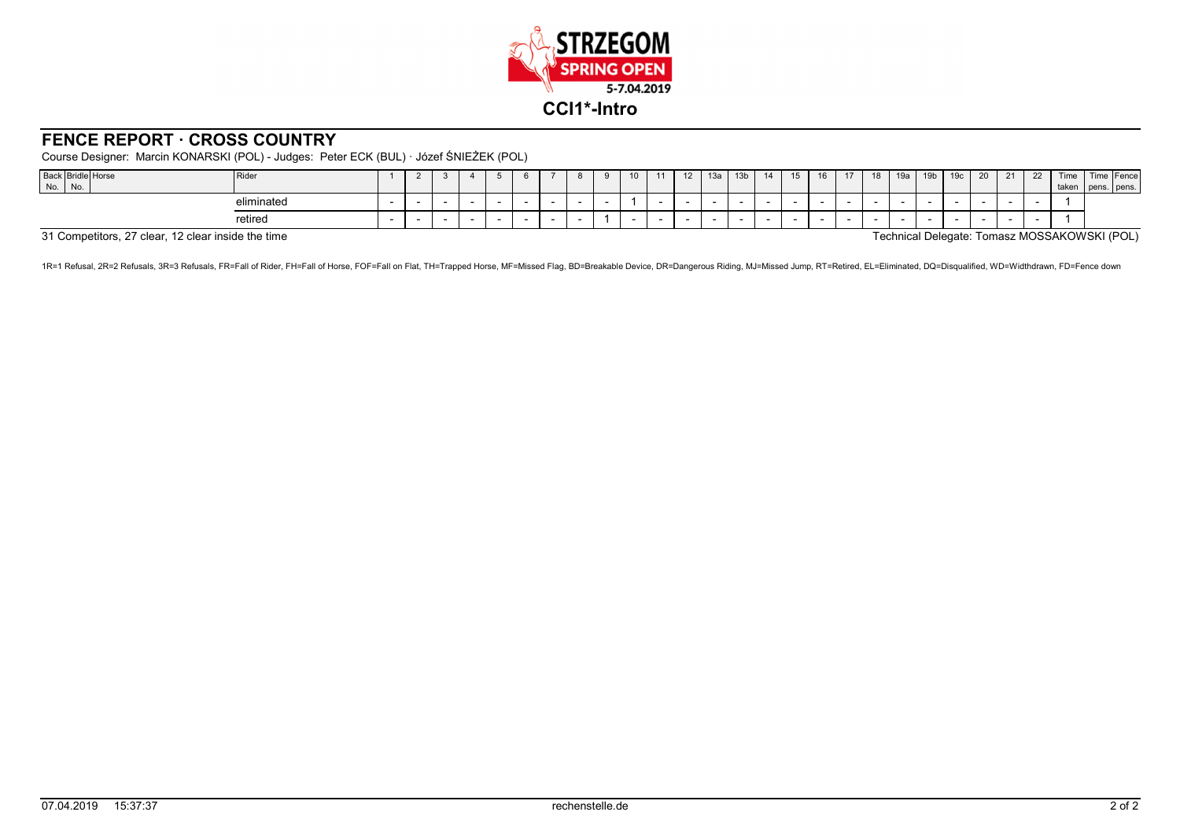STRZEGOM SPRING OPEN 5-7.04.2019

## CCI1*-Intro

# FENCE REPORT · CROSS COUNTRY

Course Designer: Marcin KONARSKI (POL) - Judges: Peter ECK (BUL) · Józef ŚNIEŻEK (POL)

| Back No. | Bridle No. | Horse | Rider | 1 | 2 | 3 | 4 | 5 | 6 | 7 | 8 | 9 | 10 | 11 | 12 | 13a | 13b | 14 | 15 | 16 | 17 | 18 | 19a | 19b | 19c | 20 | 21 | 22 | Time taken | Time pens. | Fence pens. |
|---|---|---|---|---|---|---|---|---|---|---|---|---|---|---|---|---|---|---|---|---|---|---|---|---|---|---|---|---|---|---|---|
| | | | eliminated | - | - | - | - | - | - | - | - | - | 1 | - | - | - | - | - | - | - | - | - | - | - | - | - | - | - | 1 | | |
| | | | retired | - | - | - | - | - | - | - | - | 1 | - | - | - | - | - | - | - | - | - | - | - | - | - | - | - | - | 1 | | |

31 Competitors, 27 clear, 12 clear inside the time

Technical Delegate: Tomasz MOSSAKOWSKI (POL)

1R=1 Refusal, 2R=2 Refusals, 3R=3 Refusals, FR=Fall of Rider, FH=Fall of Horse, FOF=Fall on Flat, TH=Trapped Horse, MF=Missed Flag, BD=Breakable Device, DR=Dangerous Riding, MJ=Missed Jump, RT=Retired, EL=Eliminated, DQ=Disqualified, WD=Widthdrawn, FD=Fence down